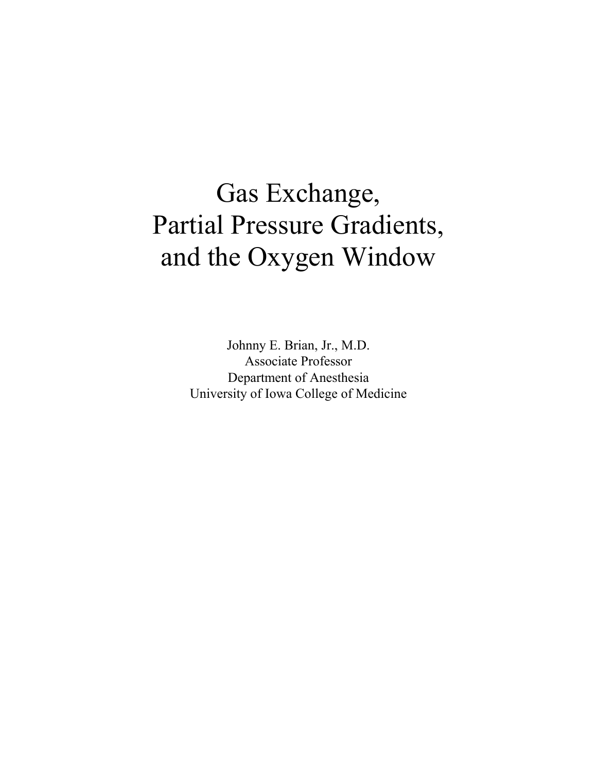# Gas Exchange, Partial Pressure Gradients, and the Oxygen Window

Johnny E. Brian, Jr., M.D.
Associate Professor
Department of Anesthesia
University of Iowa College of Medicine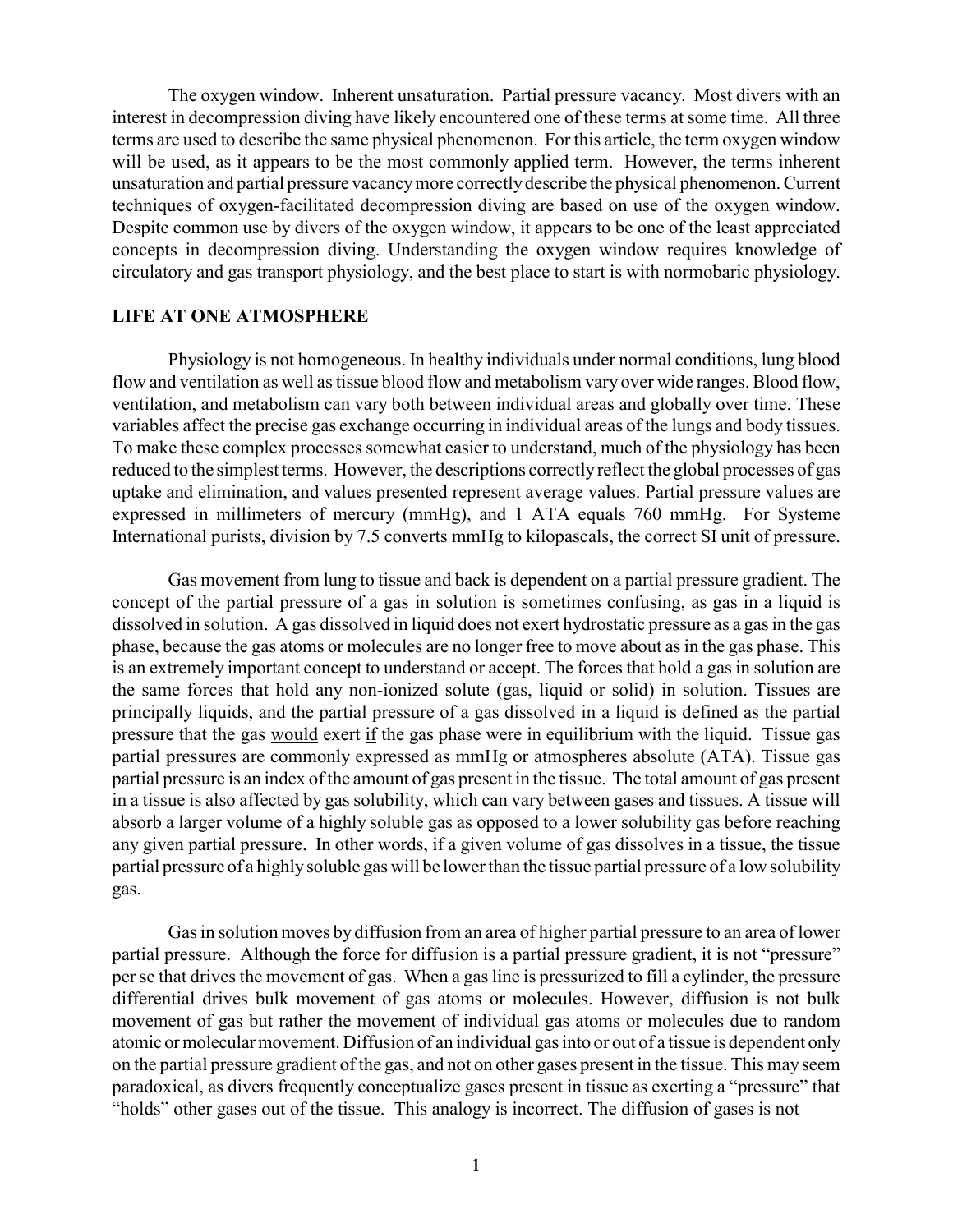The oxygen window. Inherent unsaturation. Partial pressure vacancy. Most divers with an interest in decompression diving have likely encountered one of these terms at some time. All three terms are used to describe the same physical phenomenon. For this article, the term oxygen window will be used, as it appears to be the most commonly applied term. However, the terms inherent unsaturation and partial pressure vacancy more correctly describe the physical phenomenon. Current techniques of oxygen-facilitated decompression diving are based on use of the oxygen window. Despite common use by divers of the oxygen window, it appears to be one of the least appreciated concepts in decompression diving. Understanding the oxygen window requires knowledge of circulatory and gas transport physiology, and the best place to start is with normobaric physiology.

## LIFE AT ONE ATMOSPHERE

Physiology is not homogeneous. In healthy individuals under normal conditions, lung blood flow and ventilation as well as tissue blood flow and metabolism vary over wide ranges. Blood flow, ventilation, and metabolism can vary both between individual areas and globally over time. These variables affect the precise gas exchange occurring in individual areas of the lungs and body tissues. To make these complex processes somewhat easier to understand, much of the physiology has been reduced to the simplest terms. However, the descriptions correctly reflect the global processes of gas uptake and elimination, and values presented represent average values. Partial pressure values are expressed in millimeters of mercury (mmHg), and 1 ATA equals 760 mmHg. For Systeme International purists, division by 7.5 converts mmHg to kilopascals, the correct SI unit of pressure.

Gas movement from lung to tissue and back is dependent on a partial pressure gradient. The concept of the partial pressure of a gas in solution is sometimes confusing, as gas in a liquid is dissolved in solution. A gas dissolved in liquid does not exert hydrostatic pressure as a gas in the gas phase, because the gas atoms or molecules are no longer free to move about as in the gas phase. This is an extremely important concept to understand or accept. The forces that hold a gas in solution are the same forces that hold any non-ionized solute (gas, liquid or solid) in solution. Tissues are principally liquids, and the partial pressure of a gas dissolved in a liquid is defined as the partial pressure that the gas <u>would</u> exert <u>if</u> the gas phase were in equilibrium with the liquid. Tissue gas partial pressures are commonly expressed as mmHg or atmospheres absolute (ATA). Tissue gas partial pressure is an index of the amount of gas present in the tissue. The total amount of gas present in a tissue is also affected by gas solubility, which can vary between gases and tissues. A tissue will absorb a larger volume of a highly soluble gas as opposed to a lower solubility gas before reaching any given partial pressure. In other words, if a given volume of gas dissolves in a tissue, the tissue partial pressure of a highly soluble gas will be lower than the tissue partial pressure of a low solubility gas.

Gas in solution moves by diffusion from an area of higher partial pressure to an area of lower partial pressure. Although the force for diffusion is a partial pressure gradient, it is not "pressure" per se that drives the movement of gas. When a gas line is pressurized to fill a cylinder, the pressure differential drives bulk movement of gas atoms or molecules. However, diffusion is not bulk movement of gas but rather the movement of individual gas atoms or molecules due to random atomic or molecular movement. Diffusion of an individual gas into or out of a tissue is dependent only on the partial pressure gradient of the gas, and not on other gases present in the tissue. This may seem paradoxical, as divers frequently conceptualize gases present in tissue as exerting a "pressure" that "holds" other gases out of the tissue. This analogy is incorrect. The diffusion of gases is not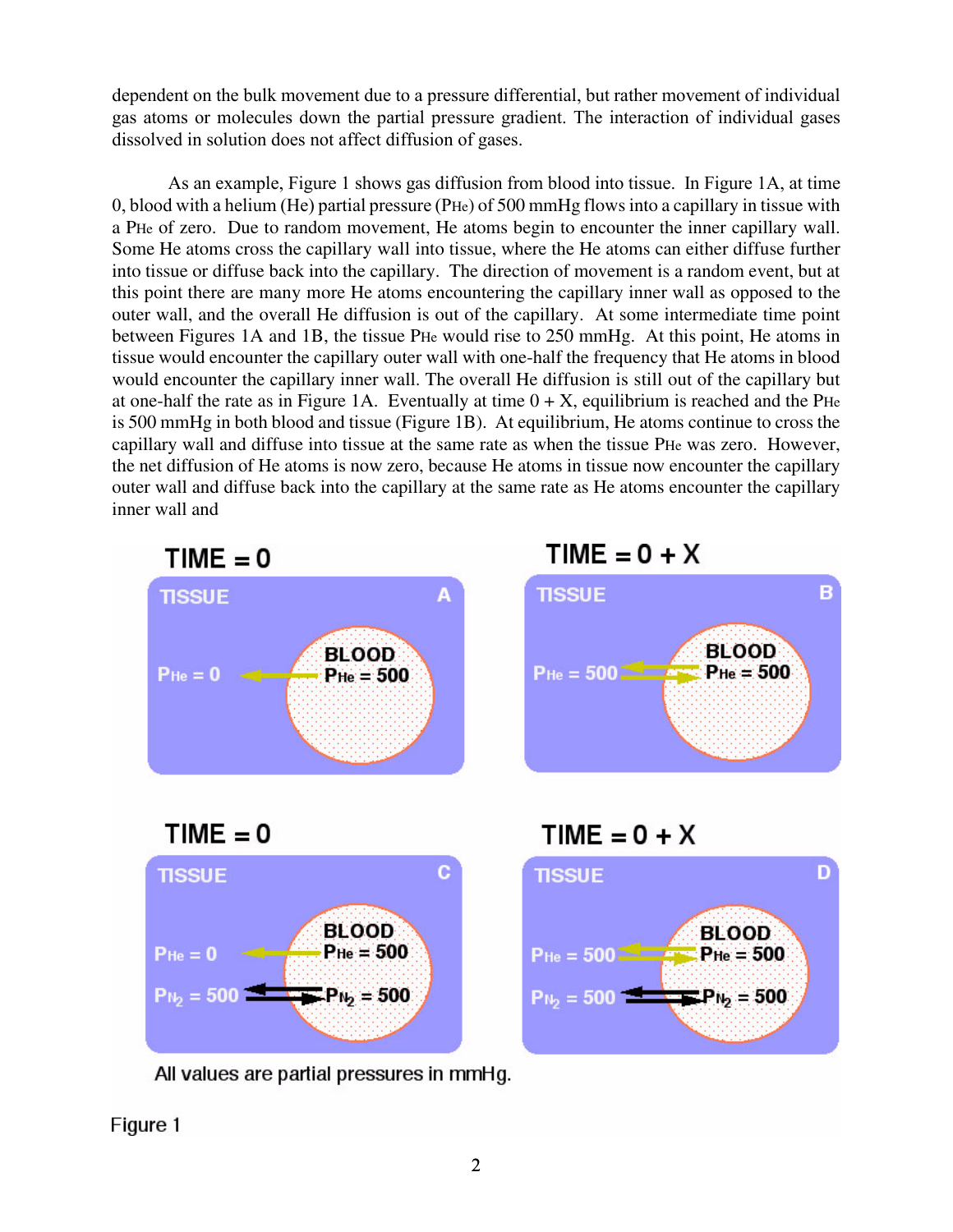dependent on the bulk movement due to a pressure differential, but rather movement of individual gas atoms or molecules down the partial pressure gradient. The interaction of individual gases dissolved in solution does not affect diffusion of gases.

As an example, Figure 1 shows gas diffusion from blood into tissue. In Figure 1A, at time 0, blood with a helium (He) partial pressure ($P_{He}$) of 500 mmHg flows into a capillary in tissue with a $P_{He}$ of zero. Due to random movement, He atoms begin to encounter the inner capillary wall. Some He atoms cross the capillary wall into tissue, where the He atoms can either diffuse further into tissue or diffuse back into the capillary. The direction of movement is a random event, but at this point there are many more He atoms encountering the capillary inner wall as opposed to the outer wall, and the overall He diffusion is out of the capillary. At some intermediate time point between Figures 1A and 1B, the tissue $P_{He}$ would rise to 250 mmHg. At this point, He atoms in tissue would encounter the capillary outer wall with one-half the frequency that He atoms in blood would encounter the capillary inner wall. The overall He diffusion is still out of the capillary but at one-half the rate as in Figure 1A. Eventually at time 0 + X, equilibrium is reached and the $P_{He}$ is 500 mmHg in both blood and tissue (Figure 1B). At equilibrium, He atoms continue to cross the capillary wall and diffuse into tissue at the same rate as when the tissue $P_{He}$ was zero. However, the net diffusion of He atoms is now zero, because He atoms in tissue now encounter the capillary outer wall and diffuse back into the capillary at the same rate as He atoms encounter the capillary inner wall and

TIME = 0 (A): TISSUE $P_{He}$ = 0; BLOOD $P_{He}$ = 500

TIME = 0 + X (B): TISSUE $P_{He}$ = 500; BLOOD $P_{He}$ = 500

TIME = 0 (C): TISSUE $P_{He}$ = 0, $P_{N_2}$ = 500; BLOOD $P_{He}$ = 500, $P_{N_2}$ = 500

TIME = 0 + X (D): TISSUE $P_{He}$ = 500, $P_{N_2}$ = 500; BLOOD $P_{He}$ = 500, $P_{N_2}$ = 500

All values are partial pressures in mmHg.

Figure 1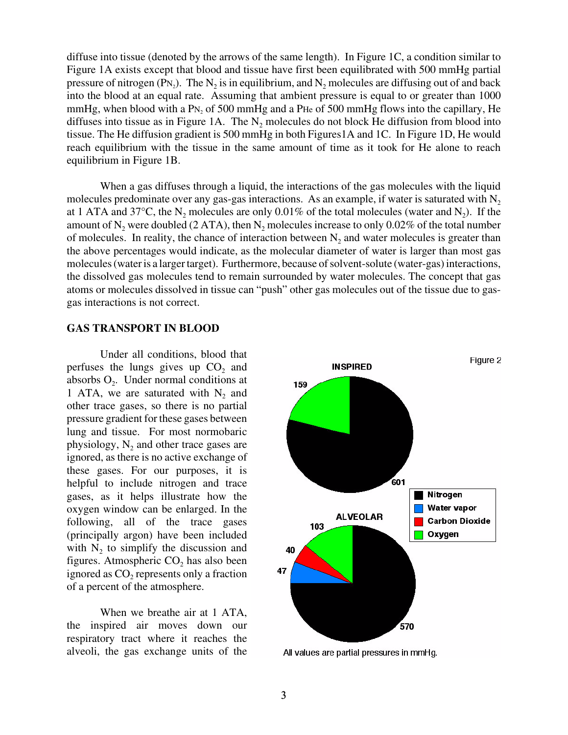diffuse into tissue (denoted by the arrows of the same length). In Figure 1C, a condition similar to Figure 1A exists except that blood and tissue have first been equilibrated with 500 mmHg partial pressure of nitrogen ($P_{N_2}$). The $N_2$ is in equilibrium, and $N_2$ molecules are diffusing out of and back into the blood at an equal rate. Assuming that ambient pressure is equal to or greater than 1000 mmHg, when blood with a $P_{N_2}$ of 500 mmHg and a $P_{He}$ of 500 mmHg flows into the capillary, He diffuses into tissue as in Figure 1A. The $N_2$ molecules do not block He diffusion from blood into tissue. The He diffusion gradient is 500 mmHg in both Figures1A and 1C. In Figure 1D, He would reach equilibrium with the tissue in the same amount of time as it took for He alone to reach equilibrium in Figure 1B.

When a gas diffuses through a liquid, the interactions of the gas molecules with the liquid molecules predominate over any gas-gas interactions. As an example, if water is saturated with $N_2$ at 1 ATA and 37°C, the $N_2$ molecules are only 0.01% of the total molecules (water and $N_2$). If the amount of $N_2$ were doubled (2 ATA), then $N_2$ molecules increase to only 0.02% of the total number of molecules. In reality, the chance of interaction between $N_2$ and water molecules is greater than the above percentages would indicate, as the molecular diameter of water is larger than most gas molecules (water is a larger target). Furthermore, because of solvent-solute (water-gas) interactions, the dissolved gas molecules tend to remain surrounded by water molecules. The concept that gas atoms or molecules dissolved in tissue can "push" other gas molecules out of the tissue due to gas-gas interactions is not correct.

## GAS TRANSPORT IN BLOOD

Under all conditions, blood that perfuses the lungs gives up $CO_2$ and absorbs $O_2$. Under normal conditions at 1 ATA, we are saturated with $N_2$ and other trace gases, so there is no partial pressure gradient for these gases between lung and tissue. For most normobaric physiology, $N_2$ and other trace gases are ignored, as there is no active exchange of these gases. For our purposes, it is helpful to include nitrogen and trace gases, as it helps illustrate how the oxygen window can be enlarged. In the following, all of the trace gases (principally argon) have been included with $N_2$ to simplify the discussion and figures. Atmospheric $CO_2$ has also been ignored as $CO_2$ represents only a fraction of a percent of the atmosphere.

When we breathe air at 1 ATA, the inspired air moves down our respiratory tract where it reaches the alveoli, the gas exchange units of the

Figure 2

INSPIRED: Oxygen 159, Nitrogen 601

ALVEOLAR: Oxygen 103, Carbon Dioxide 40, Water vapor 47, Nitrogen 570

All values are partial pressures in mmHg.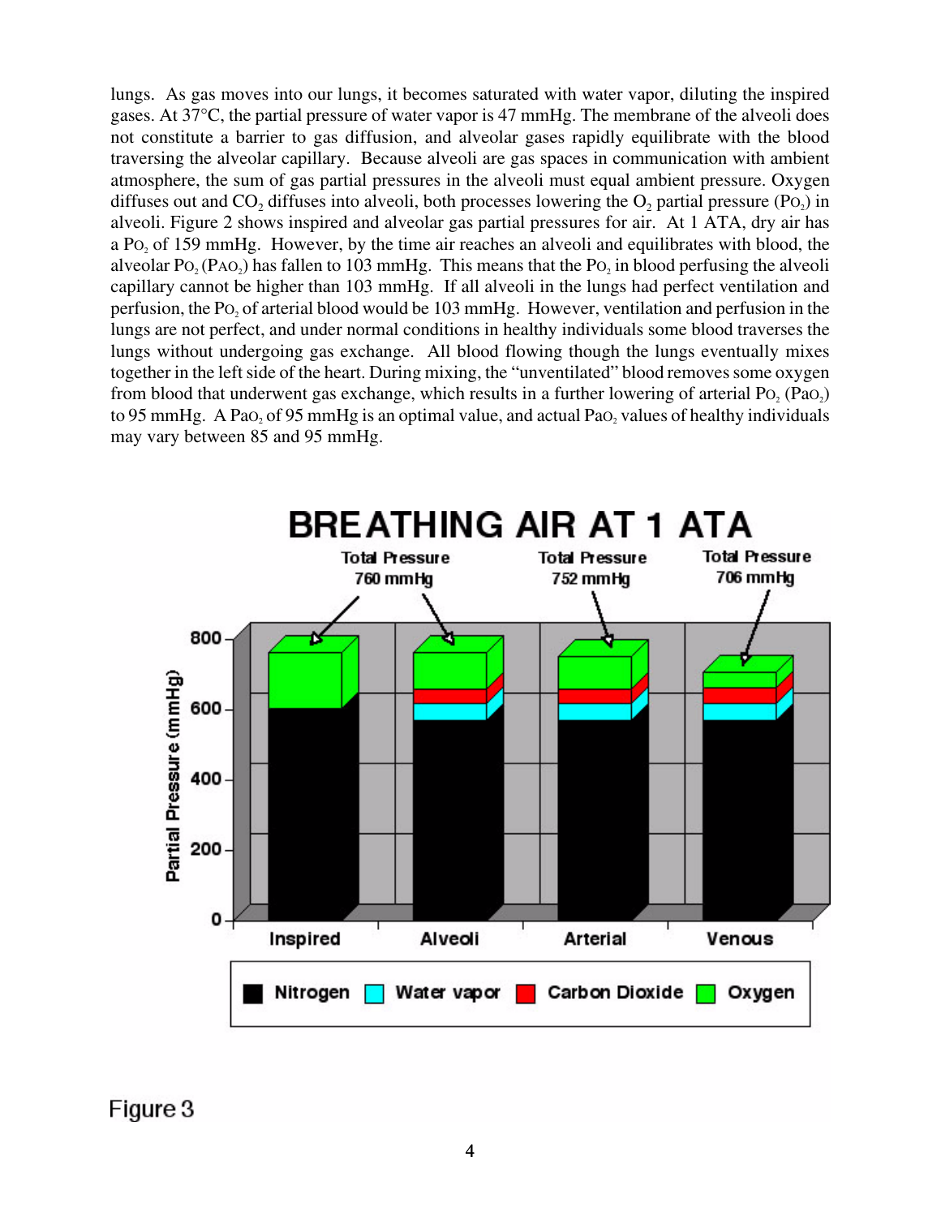lungs. As gas moves into our lungs, it becomes saturated with water vapor, diluting the inspired gases. At 37°C, the partial pressure of water vapor is 47 mmHg. The membrane of the alveoli does not constitute a barrier to gas diffusion, and alveolar gases rapidly equilibrate with the blood traversing the alveolar capillary. Because alveoli are gas spaces in communication with ambient atmosphere, the sum of gas partial pressures in the alveoli must equal ambient pressure. Oxygen diffuses out and $CO_2$ diffuses into alveoli, both processes lowering the $O_2$ partial pressure ($PO_2$) in alveoli. Figure 2 shows inspired and alveolar gas partial pressures for air. At 1 ATA, dry air has a $PO_2$ of 159 mmHg. However, by the time air reaches an alveoli and equilibrates with blood, the alveolar $PO_2$ ($PAO_2$) has fallen to 103 mmHg. This means that the $PO_2$ in blood perfusing the alveoli capillary cannot be higher than 103 mmHg. If all alveoli in the lungs had perfect ventilation and perfusion, the $PO_2$ of arterial blood would be 103 mmHg. However, ventilation and perfusion in the lungs are not perfect, and under normal conditions in healthy individuals some blood traverses the lungs without undergoing gas exchange. All blood flowing though the lungs eventually mixes together in the left side of the heart. During mixing, the "unventilated" blood removes some oxygen from blood that underwent gas exchange, which results in a further lowering of arterial $PO_2$ ($PaO_2$) to 95 mmHg. A $PaO_2$ of 95 mmHg is an optimal value, and actual $PaO_2$ values of healthy individuals may vary between 85 and 95 mmHg.

**BREATHING AIR AT 1 ATA**

Total Pressure 760 mmHg — Total Pressure 752 mmHg — Total Pressure 706 mmHg

Partial Pressure (mmHg): Inspired, Alveoli, Arterial, Venous

Nitrogen, Water vapor, Carbon Dioxide, Oxygen

Figure 3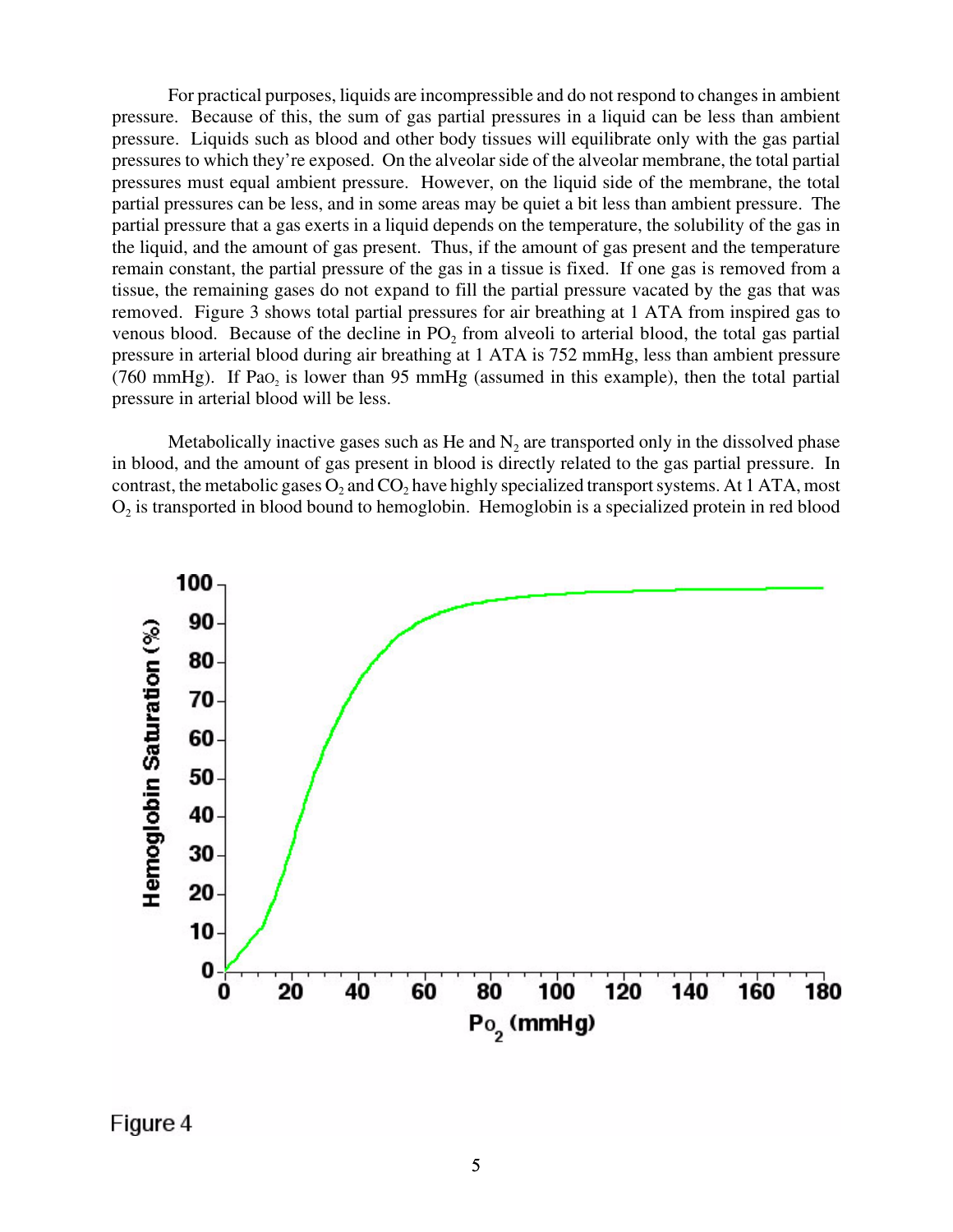For practical purposes, liquids are incompressible and do not respond to changes in ambient pressure. Because of this, the sum of gas partial pressures in a liquid can be less than ambient pressure. Liquids such as blood and other body tissues will equilibrate only with the gas partial pressures to which they're exposed. On the alveolar side of the alveolar membrane, the total partial pressures must equal ambient pressure. However, on the liquid side of the membrane, the total partial pressures can be less, and in some areas may be quiet a bit less than ambient pressure. The partial pressure that a gas exerts in a liquid depends on the temperature, the solubility of the gas in the liquid, and the amount of gas present. Thus, if the amount of gas present and the temperature remain constant, the partial pressure of the gas in a tissue is fixed. If one gas is removed from a tissue, the remaining gases do not expand to fill the partial pressure vacated by the gas that was removed. Figure 3 shows total partial pressures for air breathing at 1 ATA from inspired gas to venous blood. Because of the decline in $PO_2$ from alveoli to arterial blood, the total gas partial pressure in arterial blood during air breathing at 1 ATA is 752 mmHg, less than ambient pressure (760 mmHg). If $PaO_2$ is lower than 95 mmHg (assumed in this example), then the total partial pressure in arterial blood will be less.

Metabolically inactive gases such as He and $N_2$ are transported only in the dissolved phase in blood, and the amount of gas present in blood is directly related to the gas partial pressure. In contrast, the metabolic gases $O_2$ and $CO_2$ have highly specialized transport systems. At 1 ATA, most $O_2$ is transported in blood bound to hemoglobin. Hemoglobin is a specialized protein in red blood

Figure 4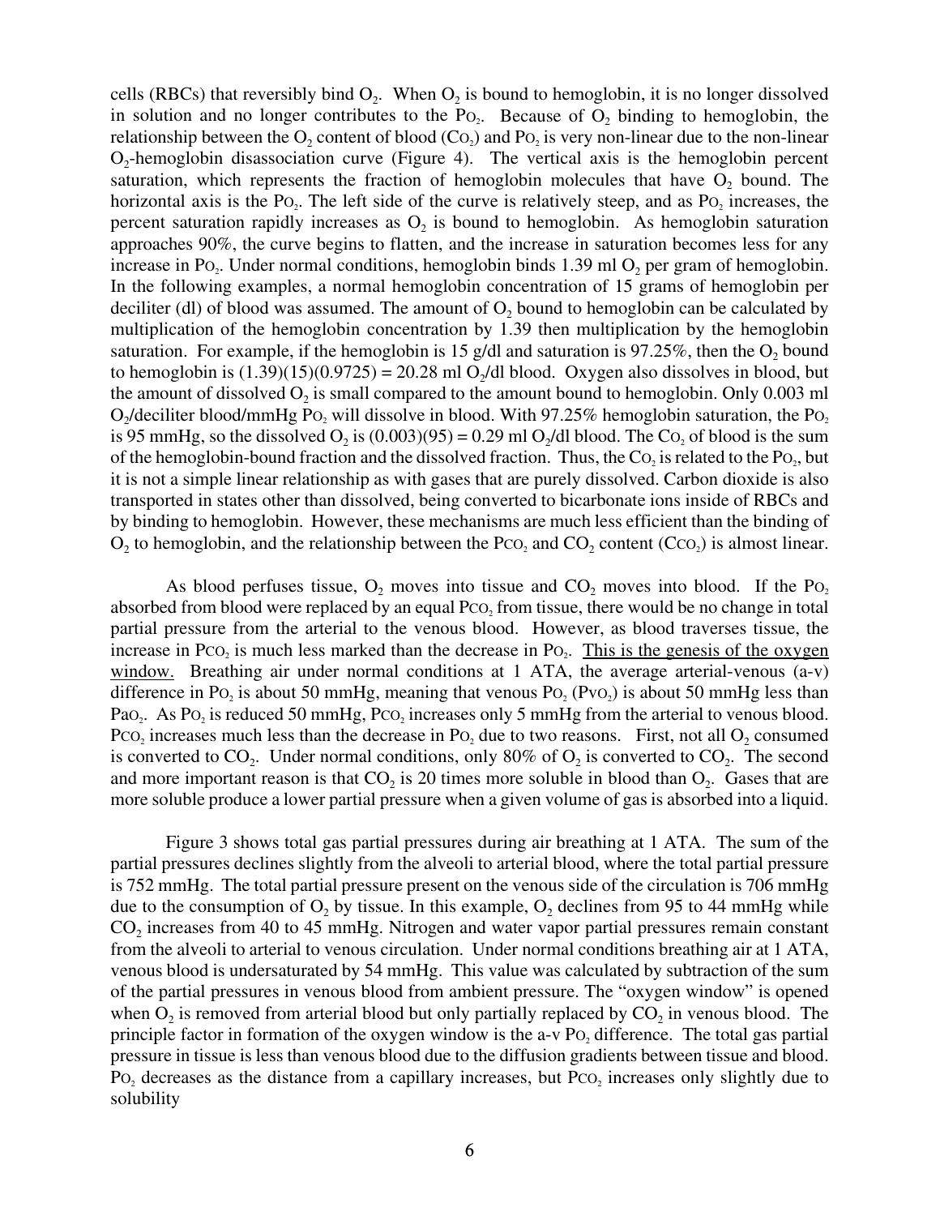cells (RBCs) that reversibly bind $O_2$. When $O_2$ is bound to hemoglobin, it is no longer dissolved in solution and no longer contributes to the $Po_2$. Because of $O_2$ binding to hemoglobin, the relationship between the $O_2$ content of blood ($Co_2$) and $Po_2$ is very non-linear due to the non-linear $O_2$-hemoglobin disassociation curve (Figure 4). The vertical axis is the hemoglobin percent saturation, which represents the fraction of hemoglobin molecules that have $O_2$ bound. The horizontal axis is the $Po_2$. The left side of the curve is relatively steep, and as $Po_2$ increases, the percent saturation rapidly increases as $O_2$ is bound to hemoglobin. As hemoglobin saturation approaches 90%, the curve begins to flatten, and the increase in saturation becomes less for any increase in $Po_2$. Under normal conditions, hemoglobin binds 1.39 ml $O_2$ per gram of hemoglobin. In the following examples, a normal hemoglobin concentration of 15 grams of hemoglobin per deciliter (dl) of blood was assumed. The amount of $O_2$ bound to hemoglobin can be calculated by multiplication of the hemoglobin concentration by 1.39 then multiplication by the hemoglobin saturation. For example, if the hemoglobin is 15 g/dl and saturation is 97.25%, then the $O_2$ bound to hemoglobin is (1.39)(15)(0.9725) = 20.28 ml $O_2$/dl blood. Oxygen also dissolves in blood, but the amount of dissolved $O_2$ is small compared to the amount bound to hemoglobin. Only 0.003 ml $O_2$/deciliter blood/mmHg $Po_2$ will dissolve in blood. With 97.25% hemoglobin saturation, the $Po_2$ is 95 mmHg, so the dissolved $O_2$ is (0.003)(95) = 0.29 ml $O_2$/dl blood. The $Co_2$ of blood is the sum of the hemoglobin-bound fraction and the dissolved fraction. Thus, the $Co_2$ is related to the $Po_2$, but it is not a simple linear relationship as with gases that are purely dissolved. Carbon dioxide is also transported in states other than dissolved, being converted to bicarbonate ions inside of RBCs and by binding to hemoglobin. However, these mechanisms are much less efficient than the binding of $O_2$ to hemoglobin, and the relationship between the $Pco_2$ and $CO_2$ content ($Cco_2$) is almost linear.

As blood perfuses tissue, $O_2$ moves into tissue and $CO_2$ moves into blood. If the $Po_2$ absorbed from blood were replaced by an equal $Pco_2$ from tissue, there would be no change in total partial pressure from the arterial to the venous blood. However, as blood traverses tissue, the increase in $Pco_2$ is much less marked than the decrease in $Po_2$. This is the genesis of the oxygen window. Breathing air under normal conditions at 1 ATA, the average arterial-venous (a-v) difference in $Po_2$ is about 50 mmHg, meaning that venous $Po_2$ ($Pvo_2$) is about 50 mmHg less than $Pao_2$. As $Po_2$ is reduced 50 mmHg, $Pco_2$ increases only 5 mmHg from the arterial to venous blood. $Pco_2$ increases much less than the decrease in $Po_2$ due to two reasons. First, not all $O_2$ consumed is converted to $CO_2$. Under normal conditions, only 80% of $O_2$ is converted to $CO_2$. The second and more important reason is that $CO_2$ is 20 times more soluble in blood than $O_2$. Gases that are more soluble produce a lower partial pressure when a given volume of gas is absorbed into a liquid.

Figure 3 shows total gas partial pressures during air breathing at 1 ATA. The sum of the partial pressures declines slightly from the alveoli to arterial blood, where the total partial pressure is 752 mmHg. The total partial pressure present on the venous side of the circulation is 706 mmHg due to the consumption of $O_2$ by tissue. In this example, $O_2$ declines from 95 to 44 mmHg while $CO_2$ increases from 40 to 45 mmHg. Nitrogen and water vapor partial pressures remain constant from the alveoli to arterial to venous circulation. Under normal conditions breathing air at 1 ATA, venous blood is undersaturated by 54 mmHg. This value was calculated by subtraction of the sum of the partial pressures in venous blood from ambient pressure. The "oxygen window" is opened when $O_2$ is removed from arterial blood but only partially replaced by $CO_2$ in venous blood. The principle factor in formation of the oxygen window is the a-v $Po_2$ difference. The total gas partial pressure in tissue is less than venous blood due to the diffusion gradients between tissue and blood. $Po_2$ decreases as the distance from a capillary increases, but $Pco_2$ increases only slightly due to solubility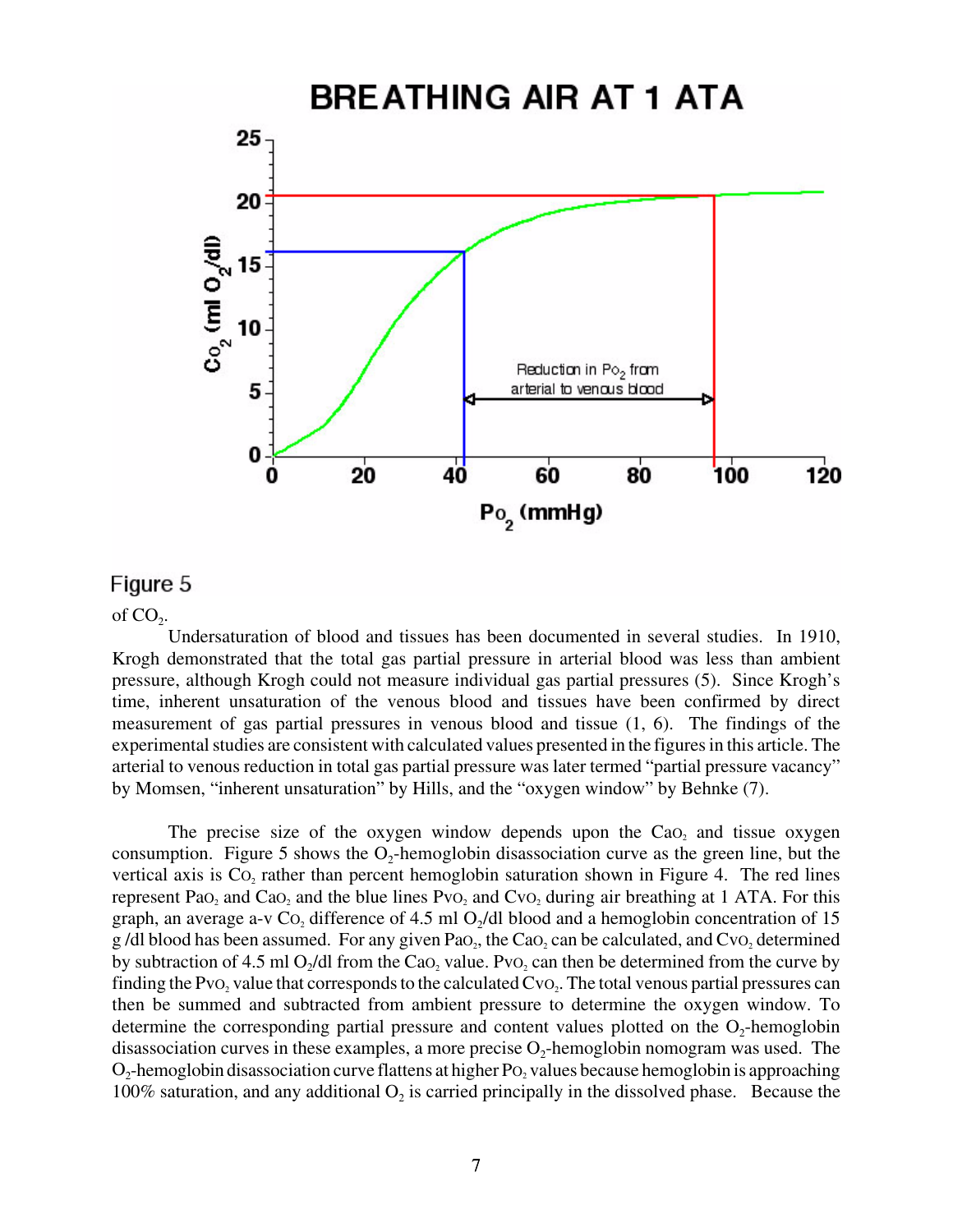Figure 5

of $CO_2$.

Undersaturation of blood and tissues has been documented in several studies. In 1910, Krogh demonstrated that the total gas partial pressure in arterial blood was less than ambient pressure, although Krogh could not measure individual gas partial pressures (5). Since Krogh's time, inherent unsaturation of the venous blood and tissues have been confirmed by direct measurement of gas partial pressures in venous blood and tissue (1, 6). The findings of the experimental studies are consistent with calculated values presented in the figures in this article. The arterial to venous reduction in total gas partial pressure was later termed "partial pressure vacancy" by Momsen, "inherent unsaturation" by Hills, and the "oxygen window" by Behnke (7).

The precise size of the oxygen window depends upon the $CaO_2$ and tissue oxygen consumption. Figure 5 shows the $O_2$-hemoglobin disassociation curve as the green line, but the vertical axis is $CO_2$ rather than percent hemoglobin saturation shown in Figure 4. The red lines represent $PaO_2$ and $CaO_2$ and the blue lines $PvO_2$ and $CvO_2$ during air breathing at 1 ATA. For this graph, an average a-v $CO_2$ difference of 4.5 ml $O_2$/dl blood and a hemoglobin concentration of 15 g /dl blood has been assumed. For any given $PaO_2$, the $CaO_2$ can be calculated, and $CvO_2$ determined by subtraction of 4.5 ml $O_2$/dl from the $CaO_2$ value. $PvO_2$ can then be determined from the curve by finding the $PvO_2$ value that corresponds to the calculated $CvO_2$. The total venous partial pressures can then be summed and subtracted from ambient pressure to determine the oxygen window. To determine the corresponding partial pressure and content values plotted on the $O_2$-hemoglobin disassociation curves in these examples, a more precise $O_2$-hemoglobin nomogram was used. The $O_2$-hemoglobin disassociation curve flattens at higher $PO_2$ values because hemoglobin is approaching 100% saturation, and any additional $O_2$ is carried principally in the dissolved phase. Because the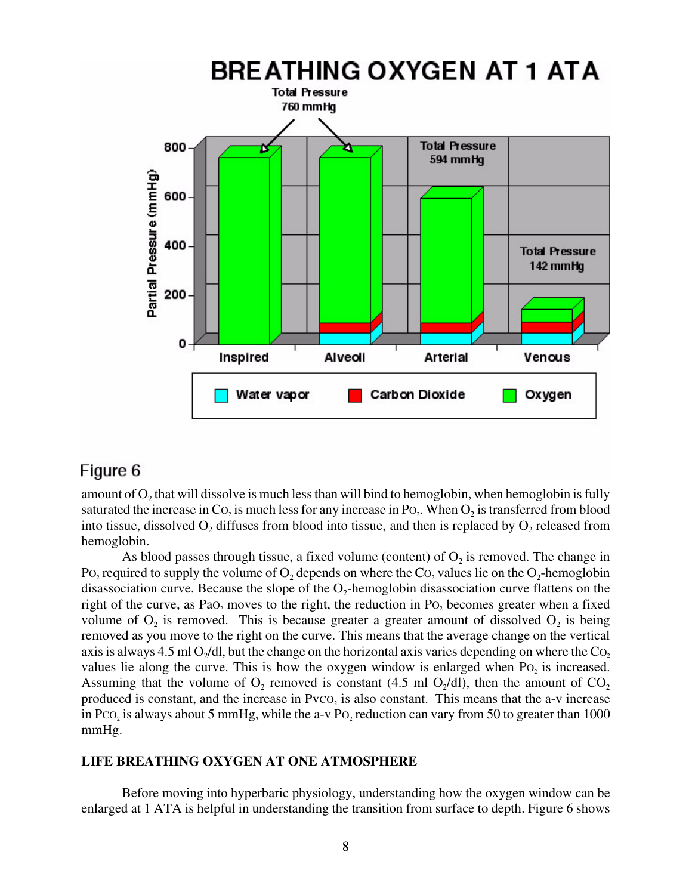Figure 6

amount of $O_2$ that will dissolve is much less than will bind to hemoglobin, when hemoglobin is fully saturated the increase in $Co_2$ is much less for any increase in $Po_2$. When $O_2$ is transferred from blood into tissue, dissolved $O_2$ diffuses from blood into tissue, and then is replaced by $O_2$ released from hemoglobin.

As blood passes through tissue, a fixed volume (content) of $O_2$ is removed. The change in $Po_2$ required to supply the volume of $O_2$ depends on where the $Co_2$ values lie on the $O_2$-hemoglobin disassociation curve. Because the slope of the $O_2$-hemoglobin disassociation curve flattens on the right of the curve, as $Pao_2$ moves to the right, the reduction in $Po_2$ becomes greater when a fixed volume of $O_2$ is removed. This is because greater a greater amount of dissolved $O_2$ is being removed as you move to the right on the curve. This means that the average change on the vertical axis is always 4.5 ml $O_2$/dl, but the change on the horizontal axis varies depending on where the $Co_2$ values lie along the curve. This is how the oxygen window is enlarged when $Po_2$ is increased. Assuming that the volume of $O_2$ removed is constant (4.5 ml $O_2$/dl), then the amount of $CO_2$ produced is constant, and the increase in $Pvco_2$ is also constant. This means that the a-v increase in $Pco_2$ is always about 5 mmHg, while the a-v $Po_2$ reduction can vary from 50 to greater than 1000 mmHg.

**LIFE BREATHING OXYGEN AT ONE ATMOSPHERE**

Before moving into hyperbaric physiology, understanding how the oxygen window can be enlarged at 1 ATA is helpful in understanding the transition from surface to depth. Figure 6 shows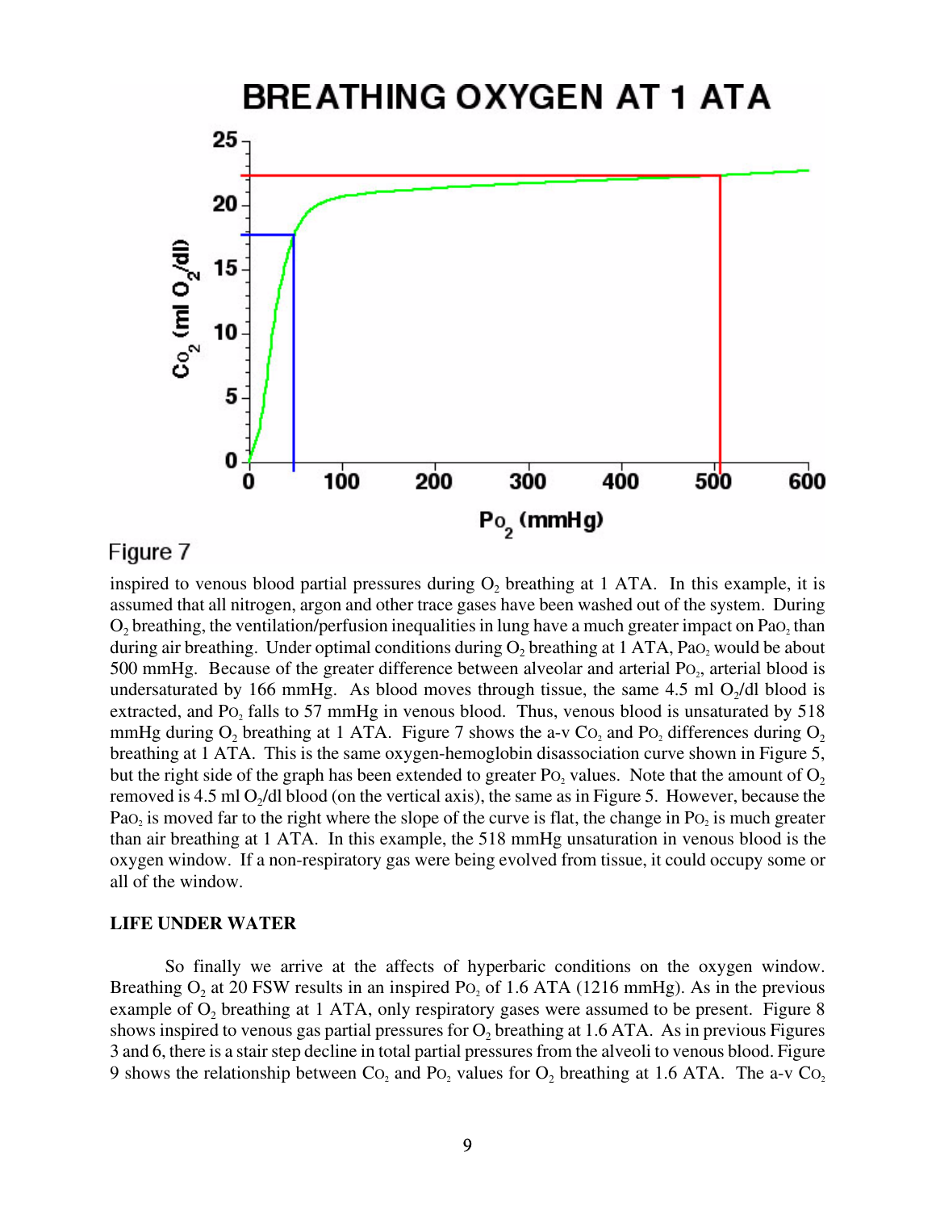Figure 7

inspired to venous blood partial pressures during $O_2$ breathing at 1 ATA. In this example, it is assumed that all nitrogen, argon and other trace gases have been washed out of the system. During $O_2$ breathing, the ventilation/perfusion inequalities in lung have a much greater impact on $PaO_2$ than during air breathing. Under optimal conditions during $O_2$ breathing at 1 ATA, $PaO_2$ would be about 500 mmHg. Because of the greater difference between alveolar and arterial $PO_2$, arterial blood is undersaturated by 166 mmHg. As blood moves through tissue, the same 4.5 ml $O_2$/dl blood is extracted, and $PO_2$ falls to 57 mmHg in venous blood. Thus, venous blood is unsaturated by 518 mmHg during $O_2$ breathing at 1 ATA. Figure 7 shows the a-v $CO_2$ and $PO_2$ differences during $O_2$ breathing at 1 ATA. This is the same oxygen-hemoglobin disassociation curve shown in Figure 5, but the right side of the graph has been extended to greater $PO_2$ values. Note that the amount of $O_2$ removed is 4.5 ml $O_2$/dl blood (on the vertical axis), the same as in Figure 5. However, because the $PaO_2$ is moved far to the right where the slope of the curve is flat, the change in $PO_2$ is much greater than air breathing at 1 ATA. In this example, the 518 mmHg unsaturation in venous blood is the oxygen window. If a non-respiratory gas were being evolved from tissue, it could occupy some or all of the window.

**LIFE UNDER WATER**

So finally we arrive at the affects of hyperbaric conditions on the oxygen window. Breathing $O_2$ at 20 FSW results in an inspired $PO_2$ of 1.6 ATA (1216 mmHg). As in the previous example of $O_2$ breathing at 1 ATA, only respiratory gases were assumed to be present. Figure 8 shows inspired to venous gas partial pressures for $O_2$ breathing at 1.6 ATA. As in previous Figures 3 and 6, there is a stair step decline in total partial pressures from the alveoli to venous blood. Figure 9 shows the relationship between $CO_2$ and $PO_2$ values for $O_2$ breathing at 1.6 ATA. The a-v $CO_2$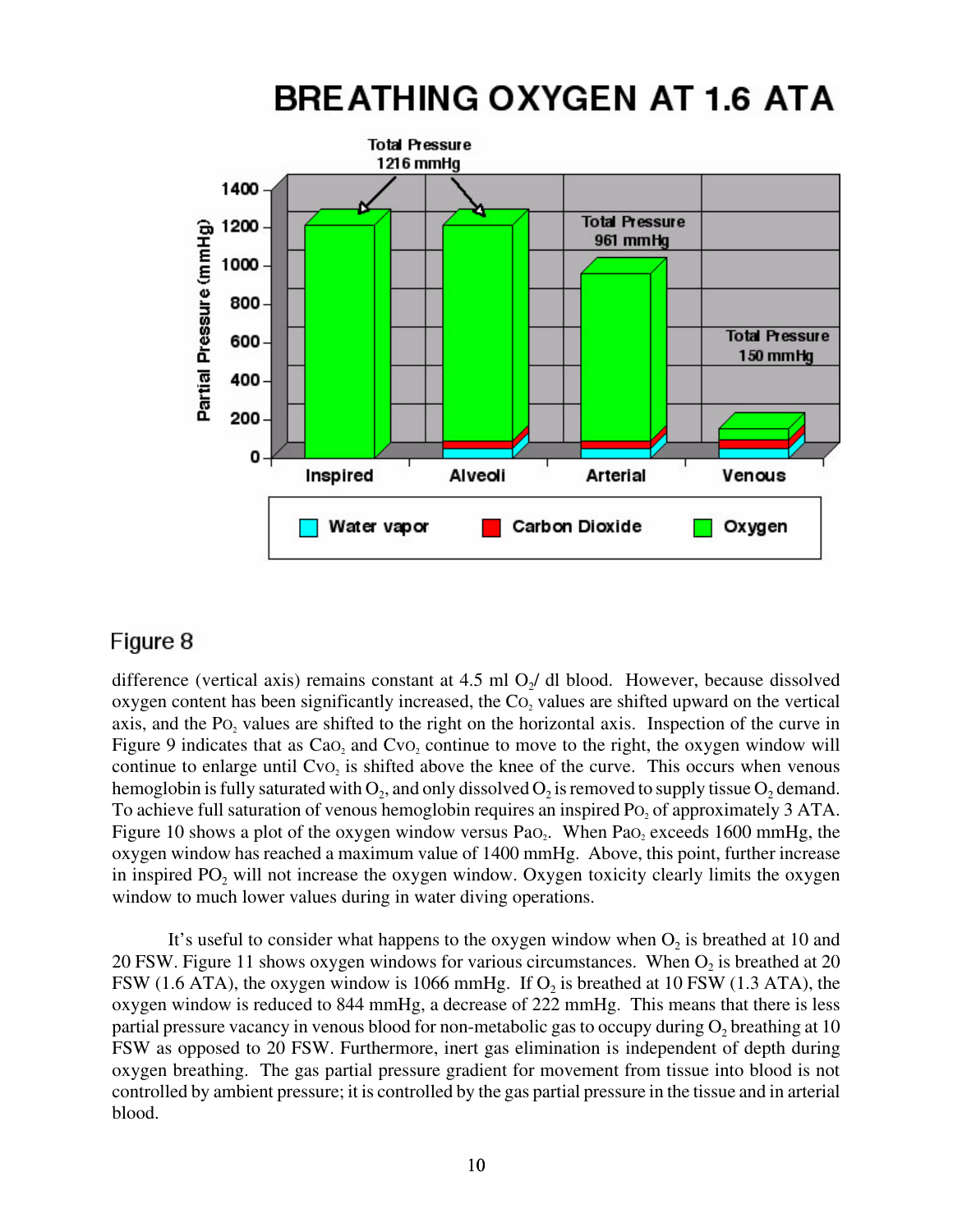# BREATHING OXYGEN AT 1.6 ATA

Figure 8

difference (vertical axis) remains constant at 4.5 ml $O_2$/ dl blood. However, because dissolved oxygen content has been significantly increased, the $Co_2$ values are shifted upward on the vertical axis, and the $Po_2$ values are shifted to the right on the horizontal axis. Inspection of the curve in Figure 9 indicates that as $CaO_2$ and $CvO_2$ continue to move to the right, the oxygen window will continue to enlarge until $CvO_2$ is shifted above the knee of the curve. This occurs when venous hemoglobin is fully saturated with $O_2$, and only dissolved $O_2$ is removed to supply tissue $O_2$ demand. To achieve full saturation of venous hemoglobin requires an inspired $Po_2$ of approximately 3 ATA. Figure 10 shows a plot of the oxygen window versus $PaO_2$. When $PaO_2$ exceeds 1600 mmHg, the oxygen window has reached a maximum value of 1400 mmHg. Above, this point, further increase in inspired $PO_2$ will not increase the oxygen window. Oxygen toxicity clearly limits the oxygen window to much lower values during in water diving operations.

It's useful to consider what happens to the oxygen window when $O_2$ is breathed at 10 and 20 FSW. Figure 11 shows oxygen windows for various circumstances. When $O_2$ is breathed at 20 FSW (1.6 ATA), the oxygen window is 1066 mmHg. If $O_2$ is breathed at 10 FSW (1.3 ATA), the oxygen window is reduced to 844 mmHg, a decrease of 222 mmHg. This means that there is less partial pressure vacancy in venous blood for non-metabolic gas to occupy during $O_2$ breathing at 10 FSW as opposed to 20 FSW. Furthermore, inert gas elimination is independent of depth during oxygen breathing. The gas partial pressure gradient for movement from tissue into blood is not controlled by ambient pressure; it is controlled by the gas partial pressure in the tissue and in arterial blood.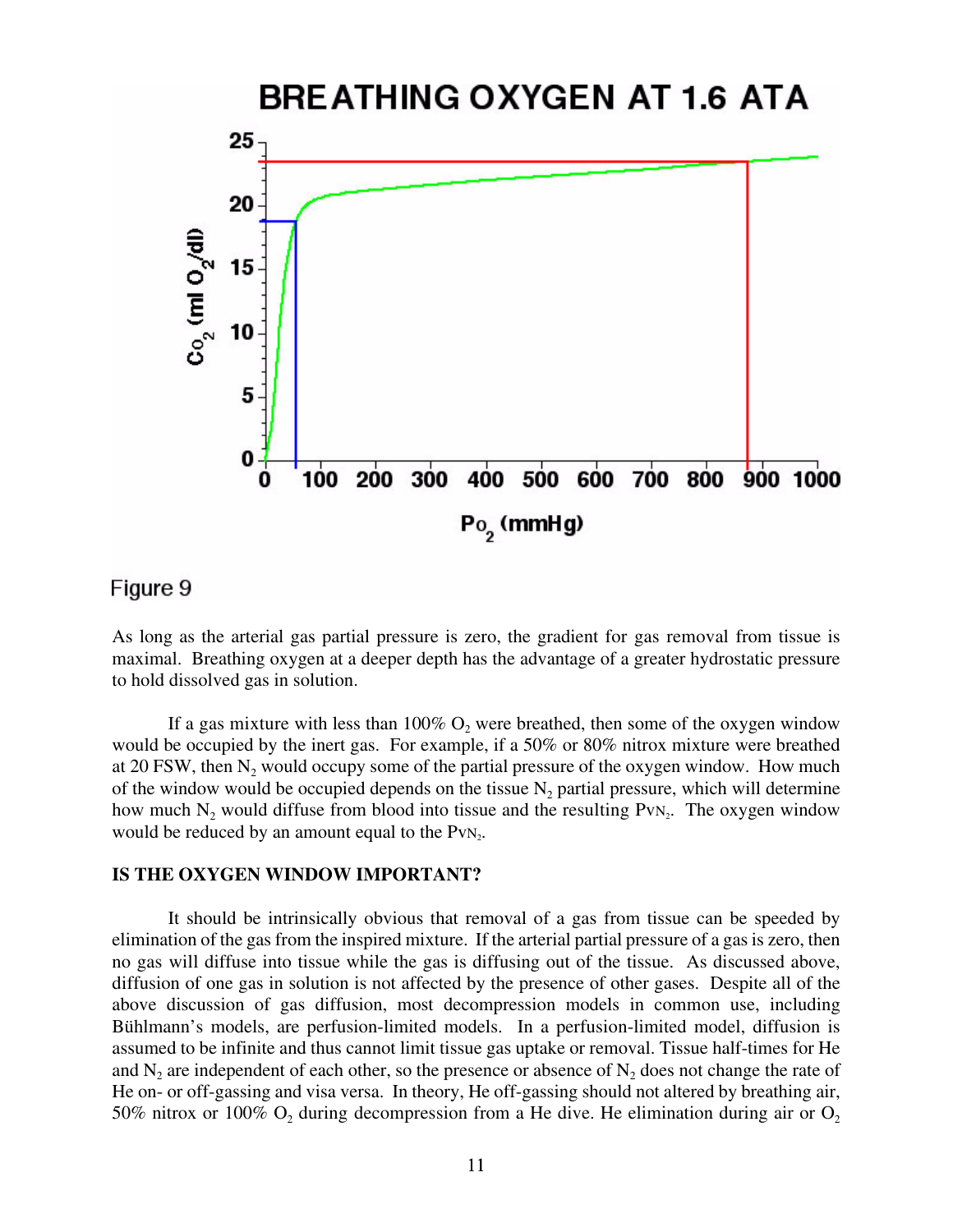Figure 9

As long as the arterial gas partial pressure is zero, the gradient for gas removal from tissue is maximal. Breathing oxygen at a deeper depth has the advantage of a greater hydrostatic pressure to hold dissolved gas in solution.

If a gas mixture with less than 100% $O_2$ were breathed, then some of the oxygen window would be occupied by the inert gas. For example, if a 50% or 80% nitrox mixture were breathed at 20 FSW, then $N_2$ would occupy some of the partial pressure of the oxygen window. How much of the window would be occupied depends on the tissue $N_2$ partial pressure, which will determine how much $N_2$ would diffuse from blood into tissue and the resulting $P_{VN_2}$. The oxygen window would be reduced by an amount equal to the $P_{VN_2}$.

**IS THE OXYGEN WINDOW IMPORTANT?**

It should be intrinsically obvious that removal of a gas from tissue can be speeded by elimination of the gas from the inspired mixture. If the arterial partial pressure of a gas is zero, then no gas will diffuse into tissue while the gas is diffusing out of the tissue. As discussed above, diffusion of one gas in solution is not affected by the presence of other gases. Despite all of the above discussion of gas diffusion, most decompression models in common use, including Bühlmann's models, are perfusion-limited models. In a perfusion-limited model, diffusion is assumed to be infinite and thus cannot limit tissue gas uptake or removal. Tissue half-times for He and $N_2$ are independent of each other, so the presence or absence of $N_2$ does not change the rate of He on- or off-gassing and visa versa. In theory, He off-gassing should not altered by breathing air, 50% nitrox or 100% $O_2$ during decompression from a He dive. He elimination during air or $O_2$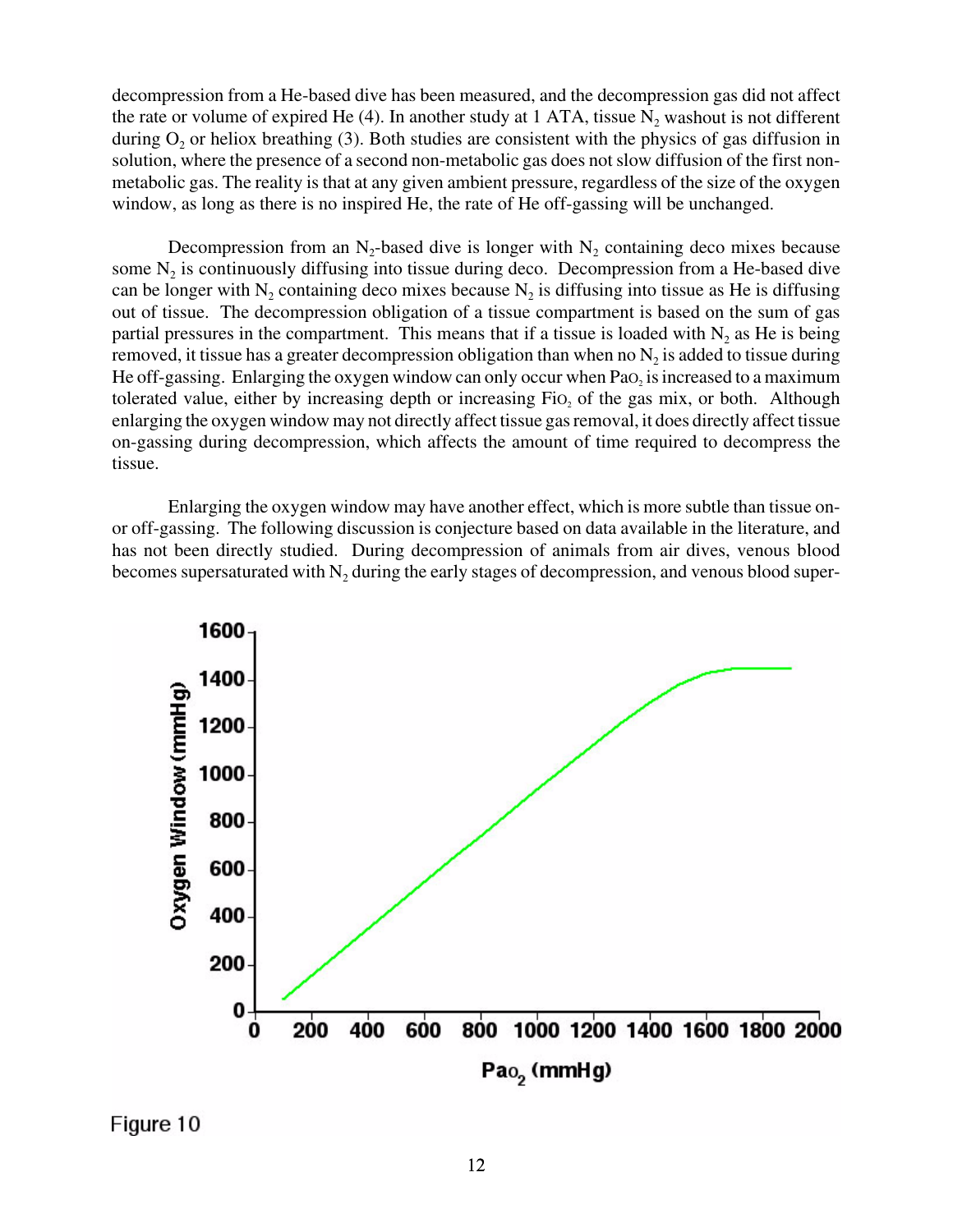decompression from a He-based dive has been measured, and the decompression gas did not affect the rate or volume of expired He (4). In another study at 1 ATA, tissue $N_2$ washout is not different during $O_2$ or heliox breathing (3). Both studies are consistent with the physics of gas diffusion in solution, where the presence of a second non-metabolic gas does not slow diffusion of the first non-metabolic gas. The reality is that at any given ambient pressure, regardless of the size of the oxygen window, as long as there is no inspired He, the rate of He off-gassing will be unchanged.

Decompression from an $N_2$-based dive is longer with $N_2$ containing deco mixes because some $N_2$ is continuously diffusing into tissue during deco. Decompression from a He-based dive can be longer with $N_2$ containing deco mixes because $N_2$ is diffusing into tissue as He is diffusing out of tissue. The decompression obligation of a tissue compartment is based on the sum of gas partial pressures in the compartment. This means that if a tissue is loaded with $N_2$ as He is being removed, it tissue has a greater decompression obligation than when no $N_2$ is added to tissue during He off-gassing. Enlarging the oxygen window can only occur when $PaO_2$ is increased to a maximum tolerated value, either by increasing depth or increasing $FiO_2$ of the gas mix, or both. Although enlarging the oxygen window may not directly affect tissue gas removal, it does directly affect tissue on-gassing during decompression, which affects the amount of time required to decompress the tissue.

Enlarging the oxygen window may have another effect, which is more subtle than tissue on- or off-gassing. The following discussion is conjecture based on data available in the literature, and has not been directly studied. During decompression of animals from air dives, venous blood becomes supersaturated with $N_2$ during the early stages of decompression, and venous blood super-

Figure 10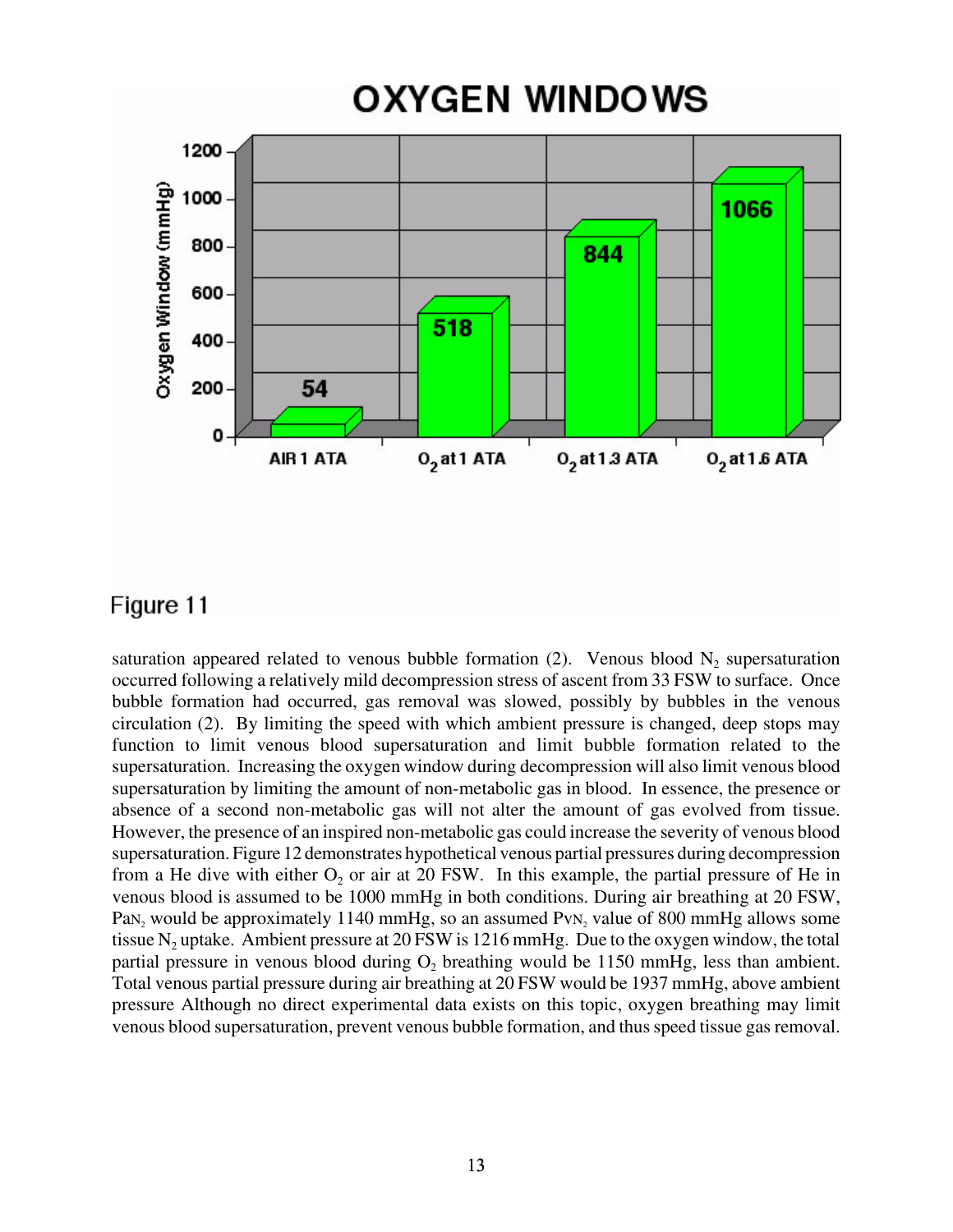Figure 11

saturation appeared related to venous bubble formation (2). Venous blood $N_2$ supersaturation occurred following a relatively mild decompression stress of ascent from 33 FSW to surface. Once bubble formation had occurred, gas removal was slowed, possibly by bubbles in the venous circulation (2). By limiting the speed with which ambient pressure is changed, deep stops may function to limit venous blood supersaturation and limit bubble formation related to the supersaturation. Increasing the oxygen window during decompression will also limit venous blood supersaturation by limiting the amount of non-metabolic gas in blood. In essence, the presence or absence of a second non-metabolic gas will not alter the amount of gas evolved from tissue. However, the presence of an inspired non-metabolic gas could increase the severity of venous blood supersaturation. Figure 12 demonstrates hypothetical venous partial pressures during decompression from a He dive with either $O_2$ or air at 20 FSW. In this example, the partial pressure of He in venous blood is assumed to be 1000 mmHg in both conditions. During air breathing at 20 FSW, $Pa_{N_2}$ would be approximately 1140 mmHg, so an assumed $Pv_{N_2}$ value of 800 mmHg allows some tissue $N_2$ uptake. Ambient pressure at 20 FSW is 1216 mmHg. Due to the oxygen window, the total partial pressure in venous blood during $O_2$ breathing would be 1150 mmHg, less than ambient. Total venous partial pressure during air breathing at 20 FSW would be 1937 mmHg, above ambient pressure Although no direct experimental data exists on this topic, oxygen breathing may limit venous blood supersaturation, prevent venous bubble formation, and thus speed tissue gas removal.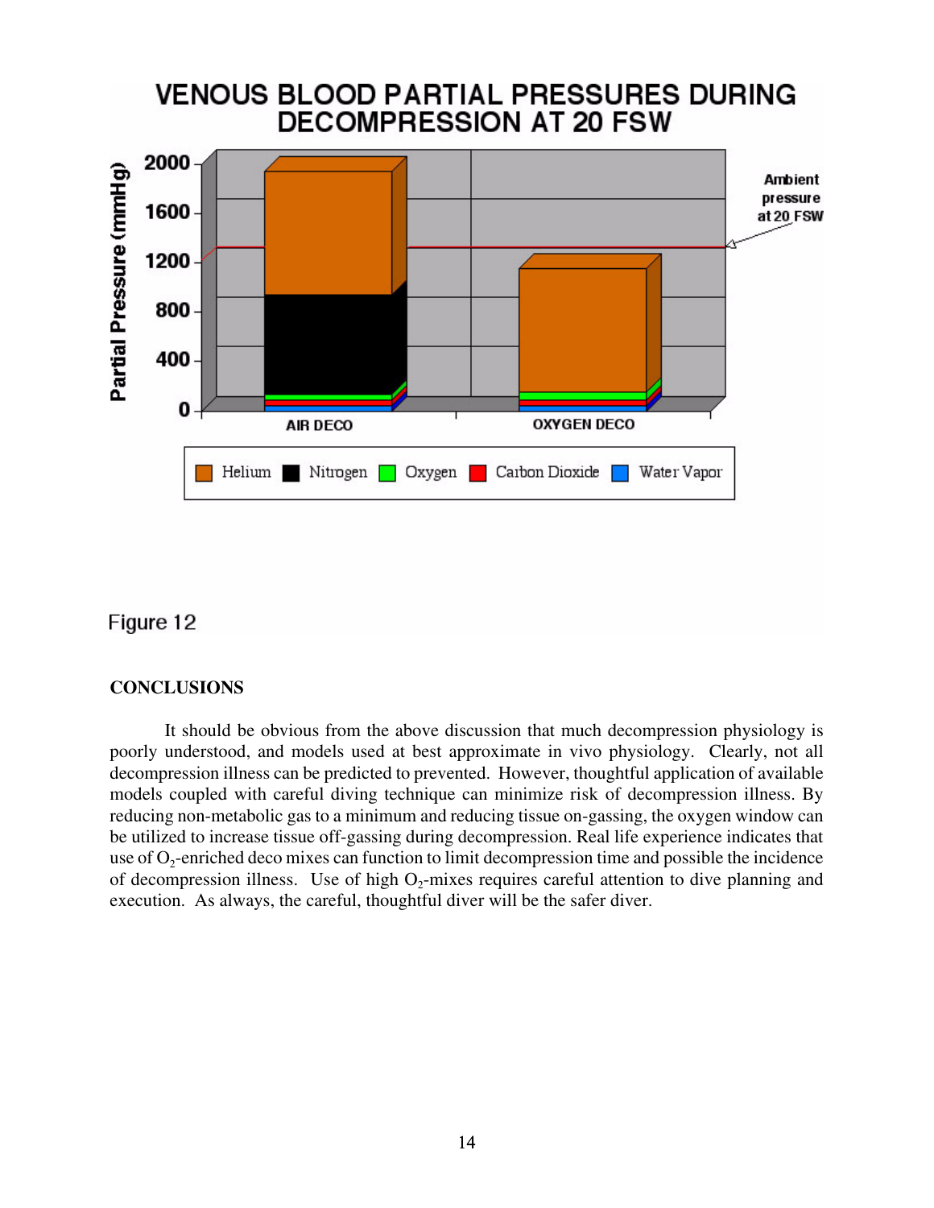Figure 12

**CONCLUSIONS**

It should be obvious from the above discussion that much decompression physiology is poorly understood, and models used at best approximate in vivo physiology. Clearly, not all decompression illness can be predicted to prevented. However, thoughtful application of available models coupled with careful diving technique can minimize risk of decompression illness. By reducing non-metabolic gas to a minimum and reducing tissue on-gassing, the oxygen window can be utilized to increase tissue off-gassing during decompression. Real life experience indicates that use of $O_2$-enriched deco mixes can function to limit decompression time and possible the incidence of decompression illness. Use of high $O_2$-mixes requires careful attention to dive planning and execution. As always, the careful, thoughtful diver will be the safer diver.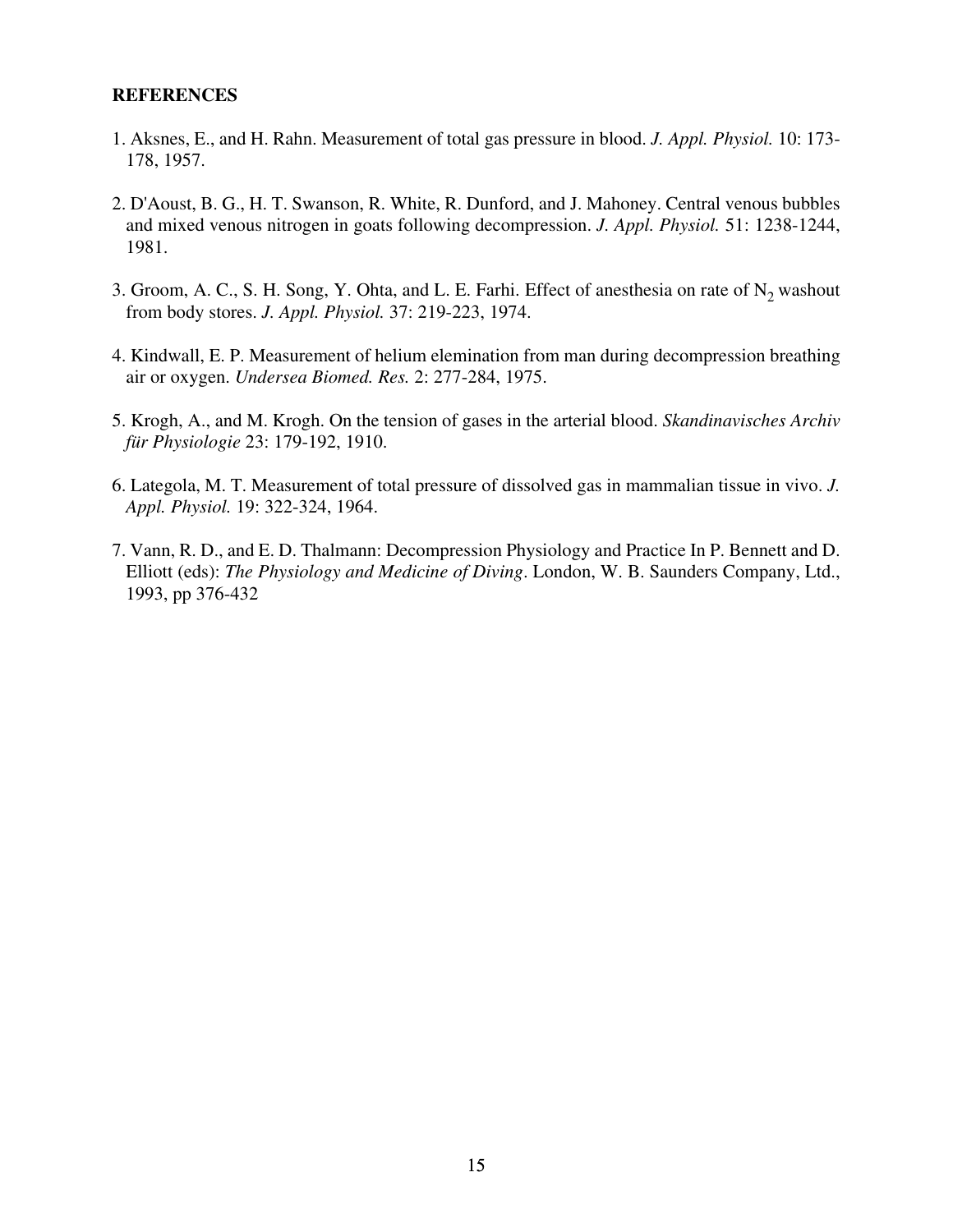**REFERENCES**

1. Aksnes, E., and H. Rahn. Measurement of total gas pressure in blood. *J. Appl. Physiol.* 10: 173-178, 1957.

2. D'Aoust, B. G., H. T. Swanson, R. White, R. Dunford, and J. Mahoney. Central venous bubbles and mixed venous nitrogen in goats following decompression. *J. Appl. Physiol.* 51: 1238-1244, 1981.

3. Groom, A. C., S. H. Song, Y. Ohta, and L. E. Farhi. Effect of anesthesia on rate of $N_2$ washout from body stores. *J. Appl. Physiol.* 37: 219-223, 1974.

4. Kindwall, E. P. Measurement of helium elemination from man during decompression breathing air or oxygen. *Undersea Biomed. Res.* 2: 277-284, 1975.

5. Krogh, A., and M. Krogh. On the tension of gases in the arterial blood. *Skandinavisches Archiv für Physiologie* 23: 179-192, 1910.

6. Lategola, M. T. Measurement of total pressure of dissolved gas in mammalian tissue in vivo. *J. Appl. Physiol.* 19: 322-324, 1964.

7. Vann, R. D., and E. D. Thalmann: Decompression Physiology and Practice In P. Bennett and D. Elliott (eds): *The Physiology and Medicine of Diving*. London, W. B. Saunders Company, Ltd., 1993, pp 376-432